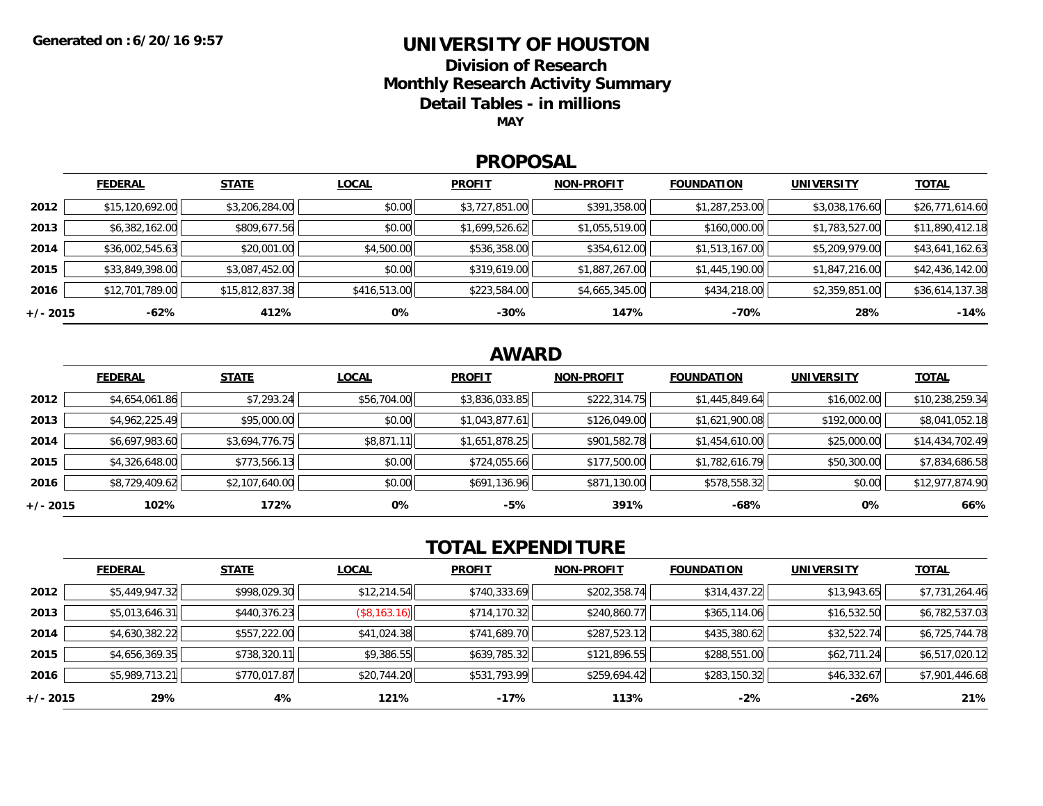Generated on : 6/20/16 9:57

# UNIVERSITY OF HOUSTON

## Division of Research

## Monthly Research Activity Summary

## Detail Tables - in millions

**MAY**

## PROPOSAL

| | FEDERAL | STATE | LOCAL | PROFIT | NON-PROFIT | FOUNDATION | UNIVERSITY | TOTAL |
|---|---|---|---|---|---|---|---|---|
| **2012** | $15,120,692.00 | $3,206,284.00 | $0.00 | $3,727,851.00 | $391,358.00 | $1,287,253.00 | $3,038,176.60 | $26,771,614.60 |
| **2013** | $6,382,162.00 | $809,677.56 | $0.00 | $1,699,526.62 | $1,055,519.00 | $160,000.00 | $1,783,527.00 | $11,890,412.18 |
| **2014** | $36,002,545.63 | $20,001.00 | $4,500.00 | $536,358.00 | $354,612.00 | $1,513,167.00 | $5,209,979.00 | $43,641,162.63 |
| **2015** | $33,849,398.00 | $3,087,452.00 | $0.00 | $319,619.00 | $1,887,267.00 | $1,445,190.00 | $1,847,216.00 | $42,436,142.00 |
| **2016** | $12,701,789.00 | $15,812,837.38 | $416,513.00 | $223,584.00 | $4,665,345.00 | $434,218.00 | $2,359,851.00 | $36,614,137.38 |
| **+/- 2015** | **-62%** | **412%** | **0%** | **-30%** | **147%** | **-70%** | **28%** | **-14%** |

## AWARD

| | FEDERAL | STATE | LOCAL | PROFIT | NON-PROFIT | FOUNDATION | UNIVERSITY | TOTAL |
|---|---|---|---|---|---|---|---|---|
| **2012** | $4,654,061.86 | $7,293.24 | $56,704.00 | $3,836,033.85 | $222,314.75 | $1,445,849.64 | $16,002.00 | $10,238,259.34 |
| **2013** | $4,962,225.49 | $95,000.00 | $0.00 | $1,043,877.61 | $126,049.00 | $1,621,900.08 | $192,000.00 | $8,041,052.18 |
| **2014** | $6,697,983.60 | $3,694,776.75 | $8,871.11 | $1,651,878.25 | $901,582.78 | $1,454,610.00 | $25,000.00 | $14,434,702.49 |
| **2015** | $4,326,648.00 | $773,566.13 | $0.00 | $724,055.66 | $177,500.00 | $1,782,616.79 | $50,300.00 | $7,834,686.58 |
| **2016** | $8,729,409.62 | $2,107,640.00 | $0.00 | $691,136.96 | $871,130.00 | $578,558.32 | $0.00 | $12,977,874.90 |
| **+/- 2015** | **102%** | **172%** | **0%** | **-5%** | **391%** | **-68%** | **0%** | **66%** |

## TOTAL EXPENDITURE

| | FEDERAL | STATE | LOCAL | PROFIT | NON-PROFIT | FOUNDATION | UNIVERSITY | TOTAL |
|---|---|---|---|---|---|---|---|---|
| **2012** | $5,449,947.32 | $998,029.30 | $12,214.54 | $740,333.69 | $202,358.74 | $314,437.22 | $13,943.65 | $7,731,264.46 |
| **2013** | $5,013,646.31 | $440,376.23 | ($8,163.16) | $714,170.32 | $240,860.77 | $365,114.06 | $16,532.50 | $6,782,537.03 |
| **2014** | $4,630,382.22 | $557,222.00 | $41,024.38 | $741,689.70 | $287,523.12 | $435,380.62 | $32,522.74 | $6,725,744.78 |
| **2015** | $4,656,369.35 | $738,320.11 | $9,386.55 | $639,785.32 | $121,896.55 | $288,551.00 | $62,711.24 | $6,517,020.12 |
| **2016** | $5,989,713.21 | $770,017.87 | $20,744.20 | $531,793.99 | $259,694.42 | $283,150.32 | $46,332.67 | $7,901,446.68 |
| **+/- 2015** | **29%** | **4%** | **121%** | **-17%** | **113%** | **-2%** | **-26%** | **21%** |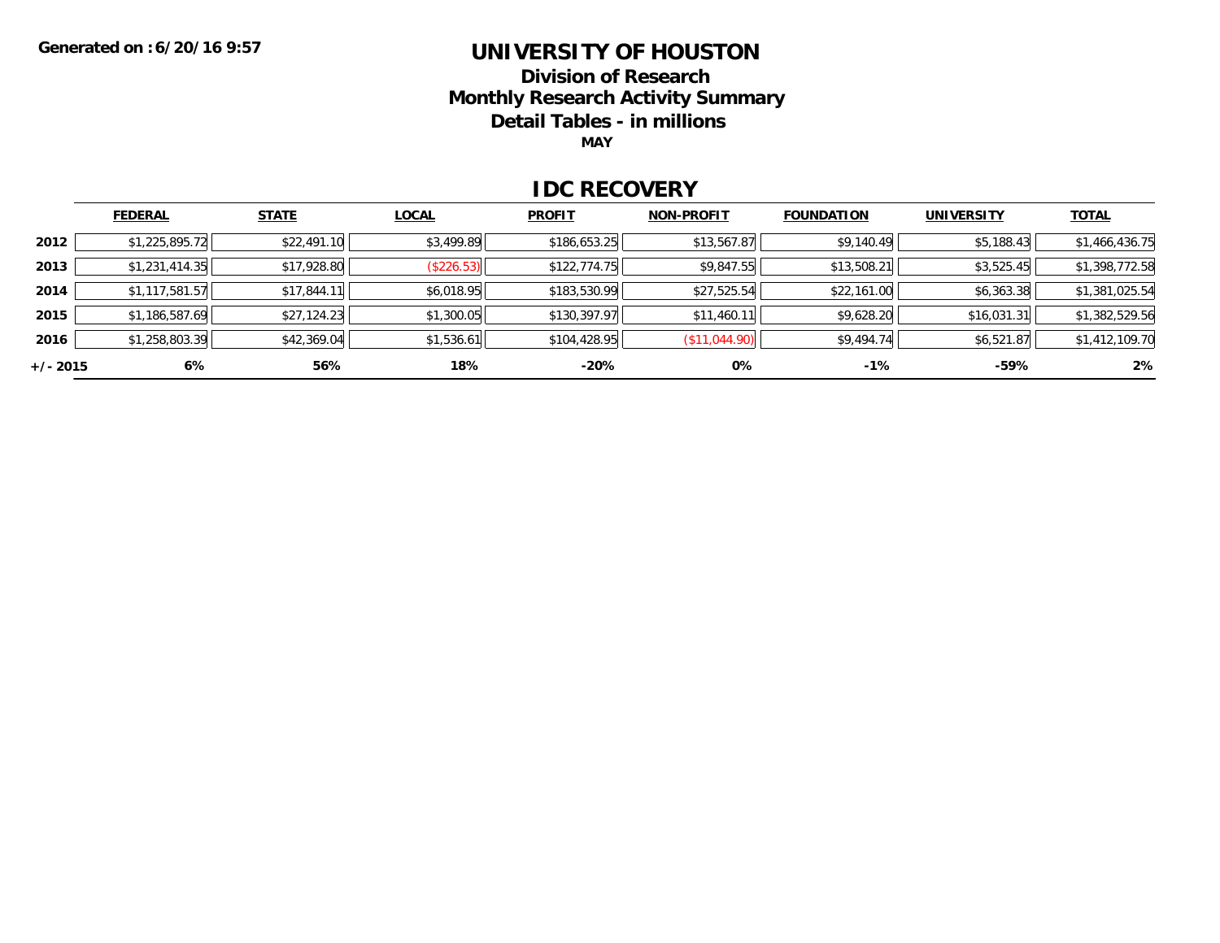Generated on :6/20/16 9:57

# UNIVERSITY OF HOUSTON

## Division of Research

## Monthly Research Activity Summary

## Detail Tables - in millions

**MAY**

## IDC RECOVERY

| | FEDERAL | STATE | LOCAL | PROFIT | NON-PROFIT | FOUNDATION | UNIVERSITY | TOTAL |
|---|---|---|---|---|---|---|---|---|
| **2012** | $1,225,895.72 | $22,491.10 | $3,499.89 | $186,653.25 | $13,567.87 | $9,140.49 | $5,188.43 | $1,466,436.75 |
| **2013** | $1,231,414.35 | $17,928.80 | ($226.53) | $122,774.75 | $9,847.55 | $13,508.21 | $3,525.45 | $1,398,772.58 |
| **2014** | $1,117,581.57 | $17,844.11 | $6,018.95 | $183,530.99 | $27,525.54 | $22,161.00 | $6,363.38 | $1,381,025.54 |
| **2015** | $1,186,587.69 | $27,124.23 | $1,300.05 | $130,397.97 | $11,460.11 | $9,628.20 | $16,031.31 | $1,382,529.56 |
| **2016** | $1,258,803.39 | $42,369.04 | $1,536.61 | $104,428.95 | ($11,044.90) | $9,494.74 | $6,521.87 | $1,412,109.70 |
| **+/- 2015** | **6%** | **56%** | **18%** | **-20%** | **0%** | **-1%** | **-59%** | **2%** |